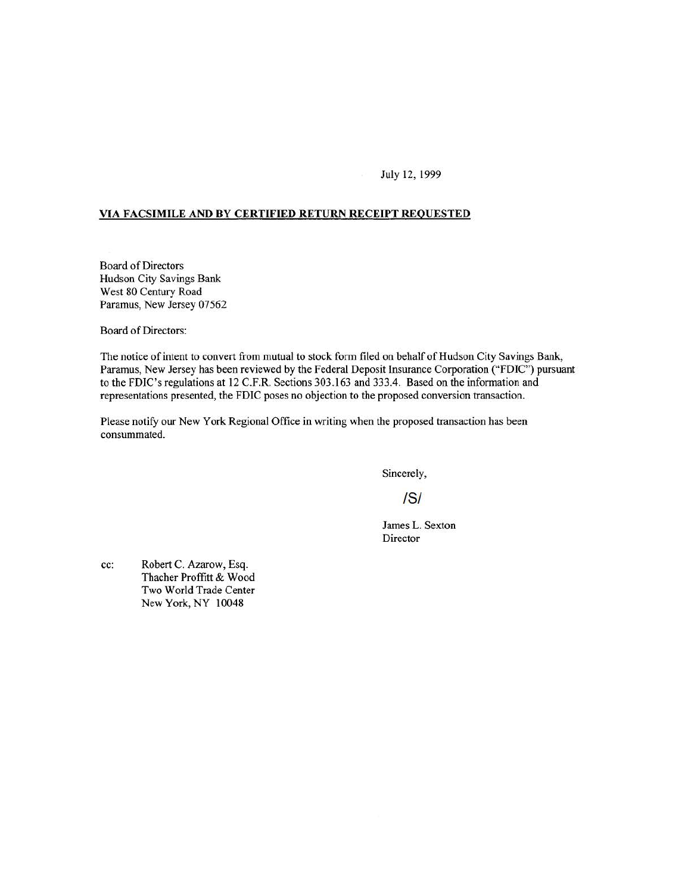July 12, 1999

**VIA FACSIMILE AND BY CERTIFIED RETURN RECEIPT REQUESTED**

Board of Directors
Hudson City Savings Bank
West 80 Century Road
Paramus, New Jersey 07562

Board of Directors:

The notice of intent to convert from mutual to stock form filed on behalf of Hudson City Savings Bank, Paramus, New Jersey has been reviewed by the Federal Deposit Insurance Corporation ("FDIC") pursuant to the FDIC's regulations at 12 C.F.R. Sections 303.163 and 333.4. Based on the information and representations presented, the FDIC poses no objection to the proposed conversion transaction.

Please notify our New York Regional Office in writing when the proposed transaction has been consummated.

Sincerely,

/S/

James L. Sexton
Director

cc: Robert C. Azarow, Esq.
Thacher Proffitt & Wood
Two World Trade Center
New York, NY 10048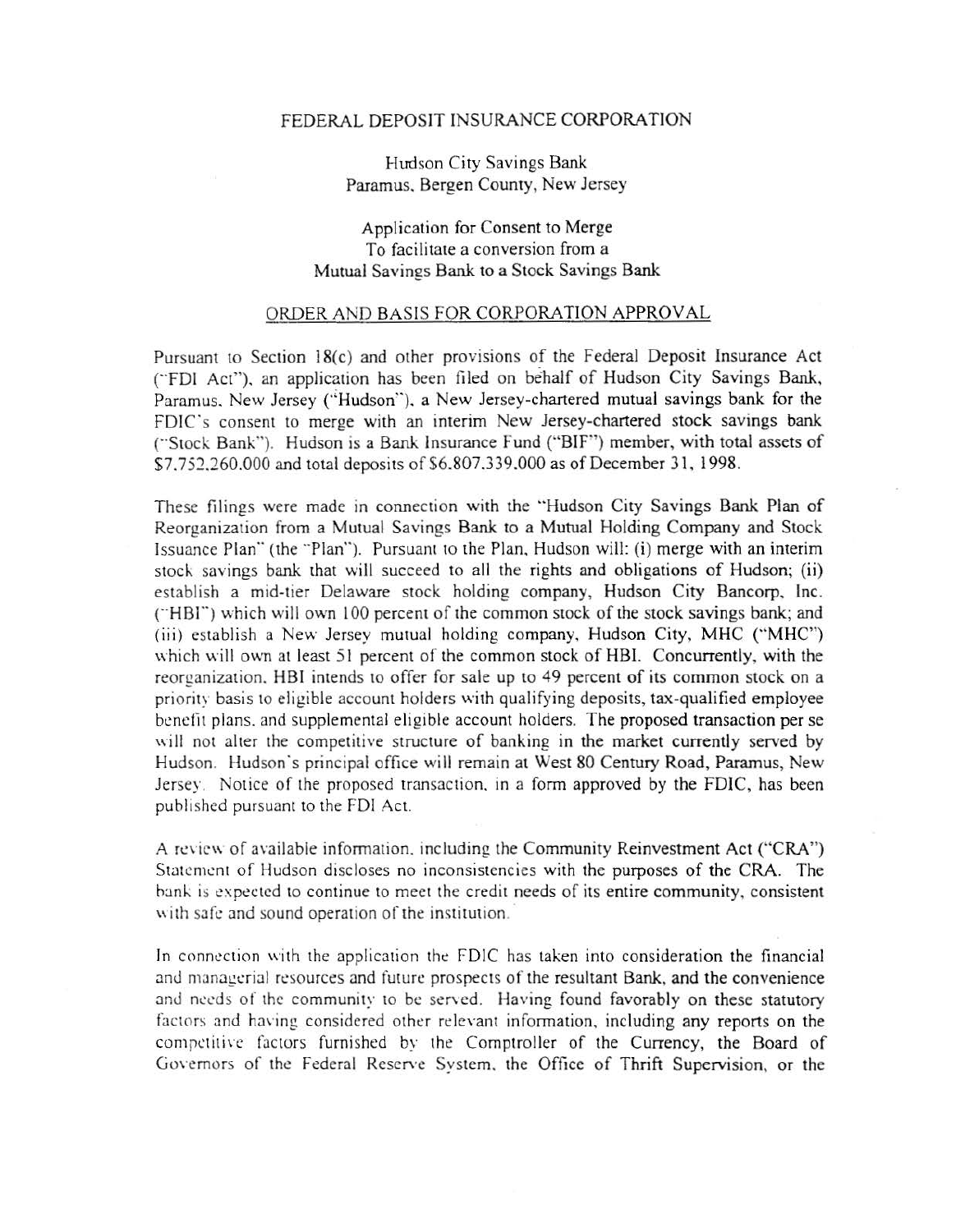FEDERAL DEPOSIT INSURANCE CORPORATION

Hudson City Savings Bank
Paramus, Bergen County, New Jersey

Application for Consent to Merge
To facilitate a conversion from a
Mutual Savings Bank to a Stock Savings Bank

## ORDER AND BASIS FOR CORPORATION APPROVAL

Pursuant to Section 18(c) and other provisions of the Federal Deposit Insurance Act ("FDI Act"), an application has been filed on behalf of Hudson City Savings Bank, Paramus, New Jersey ("Hudson"), a New Jersey-chartered mutual savings bank for the FDIC's consent to merge with an interim New Jersey-chartered stock savings bank ("Stock Bank"). Hudson is a Bank Insurance Fund ("BIF") member, with total assets of $7,752,260,000 and total deposits of $6,807,339,000 as of December 31, 1998.

These filings were made in connection with the "Hudson City Savings Bank Plan of Reorganization from a Mutual Savings Bank to a Mutual Holding Company and Stock Issuance Plan" (the "Plan"). Pursuant to the Plan, Hudson will: (i) merge with an interim stock savings bank that will succeed to all the rights and obligations of Hudson; (ii) establish a mid-tier Delaware stock holding company, Hudson City Bancorp, Inc. ("HBI") which will own 100 percent of the common stock of the stock savings bank; and (iii) establish a New Jersey mutual holding company, Hudson City, MHC ("MHC") which will own at least 51 percent of the common stock of HBI. Concurrently, with the reorganization, HBI intends to offer for sale up to 49 percent of its common stock on a priority basis to eligible account holders with qualifying deposits, tax-qualified employee benefit plans, and supplemental eligible account holders. The proposed transaction per se will not alter the competitive structure of banking in the market currently served by Hudson. Hudson's principal office will remain at West 80 Century Road, Paramus, New Jersey. Notice of the proposed transaction, in a form approved by the FDIC, has been published pursuant to the FDI Act.

A review of available information, including the Community Reinvestment Act ("CRA") Statement of Hudson discloses no inconsistencies with the purposes of the CRA. The bank is expected to continue to meet the credit needs of its entire community, consistent with safe and sound operation of the institution.

In connection with the application the FDIC has taken into consideration the financial and managerial resources and future prospects of the resultant Bank, and the convenience and needs of the community to be served. Having found favorably on these statutory factors and having considered other relevant information, including any reports on the competitive factors furnished by the Comptroller of the Currency, the Board of Governors of the Federal Reserve System, the Office of Thrift Supervision, or the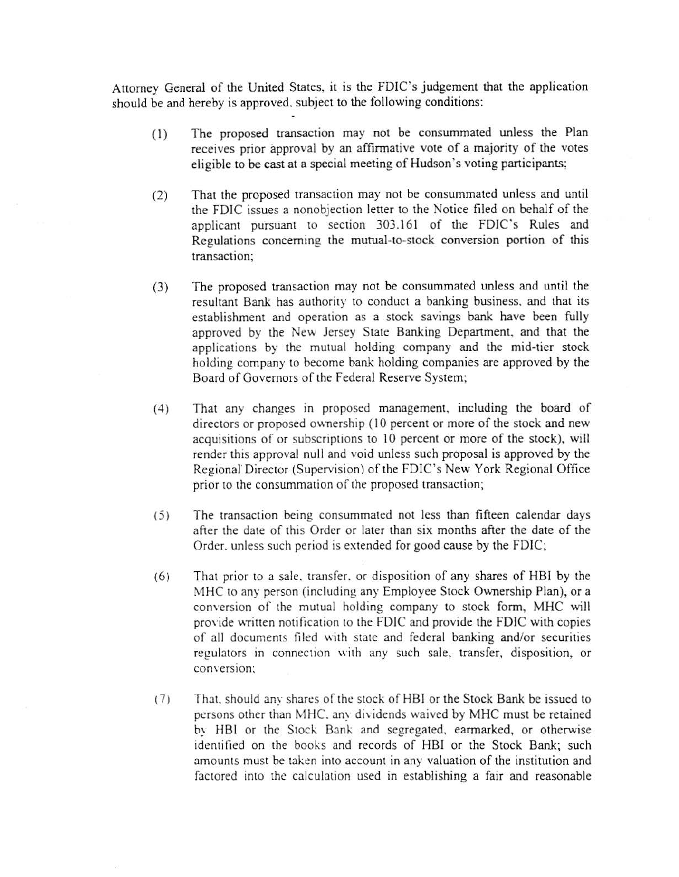Attorney General of the United States, it is the FDIC's judgement that the application should be and hereby is approved, subject to the following conditions:

(1) The proposed transaction may not be consummated unless the Plan receives prior approval by an affirmative vote of a majority of the votes eligible to be cast at a special meeting of Hudson's voting participants;

(2) That the proposed transaction may not be consummated unless and until the FDIC issues a nonobjection letter to the Notice filed on behalf of the applicant pursuant to section 303.161 of the FDIC's Rules and Regulations concerning the mutual-to-stock conversion portion of this transaction;

(3) The proposed transaction may not be consummated unless and until the resultant Bank has authority to conduct a banking business, and that its establishment and operation as a stock savings bank have been fully approved by the New Jersey State Banking Department, and that the applications by the mutual holding company and the mid-tier stock holding company to become bank holding companies are approved by the Board of Governors of the Federal Reserve System;

(4) That any changes in proposed management, including the board of directors or proposed ownership (10 percent or more of the stock and new acquisitions of or subscriptions to 10 percent or more of the stock), will render this approval null and void unless such proposal is approved by the Regional Director (Supervision) of the FDIC's New York Regional Office prior to the consummation of the proposed transaction;

(5) The transaction being consummated not less than fifteen calendar days after the date of this Order or later than six months after the date of the Order, unless such period is extended for good cause by the FDIC;

(6) That prior to a sale, transfer, or disposition of any shares of HBI by the MHC to any person (including any Employee Stock Ownership Plan), or a conversion of the mutual holding company to stock form, MHC will provide written notification to the FDIC and provide the FDIC with copies of all documents filed with state and federal banking and/or securities regulators in connection with any such sale, transfer, disposition, or conversion;

(7) That, should any shares of the stock of HBI or the Stock Bank be issued to persons other than MHC, any dividends waived by MHC must be retained by HBI or the Stock Bank and segregated, earmarked, or otherwise identified on the books and records of HBI or the Stock Bank; such amounts must be taken into account in any valuation of the institution and factored into the calculation used in establishing a fair and reasonable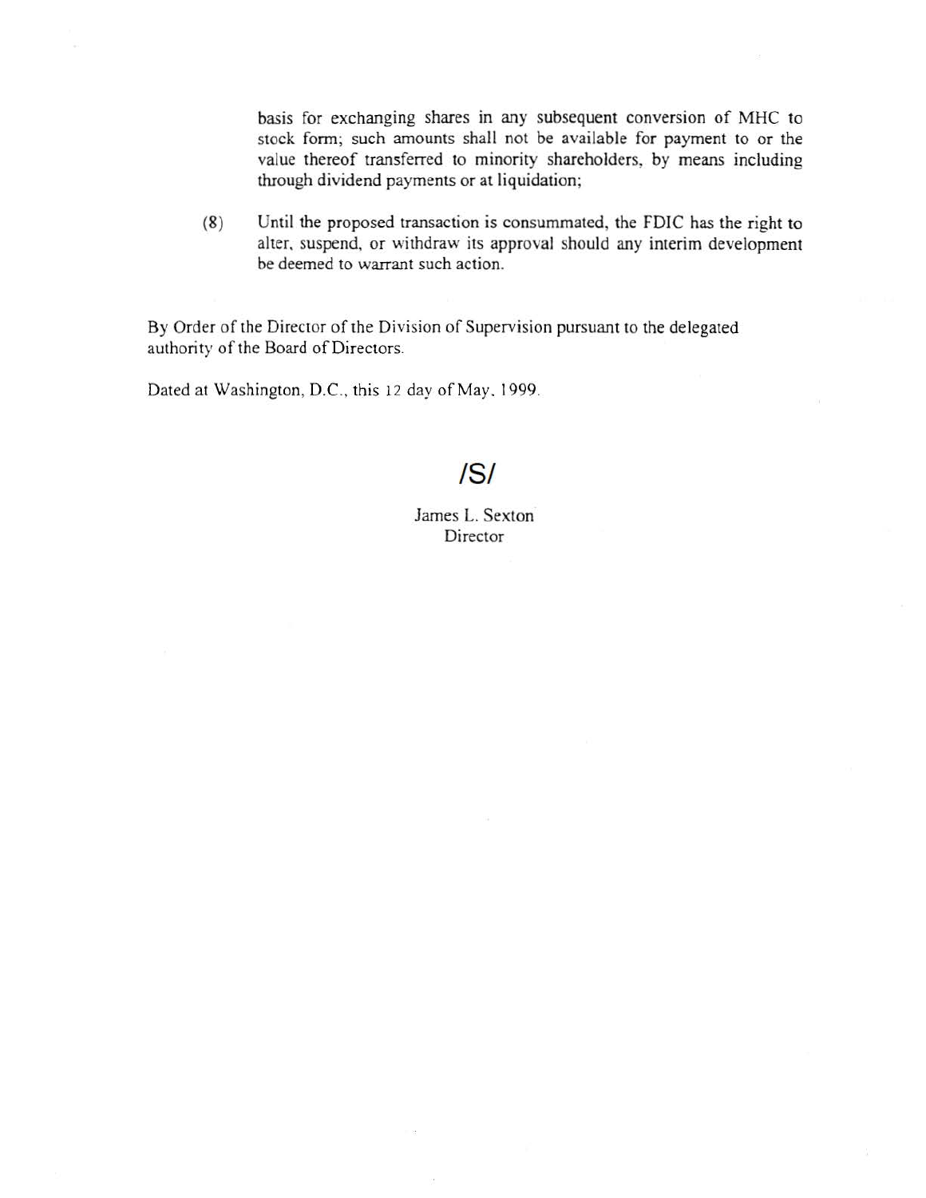basis for exchanging shares in any subsequent conversion of MHC to stock form; such amounts shall not be available for payment to or the value thereof transferred to minority shareholders, by means including through dividend payments or at liquidation;

(8) Until the proposed transaction is consummated, the FDIC has the right to alter, suspend, or withdraw its approval should any interim development be deemed to warrant such action.

By Order of the Director of the Division of Supervision pursuant to the delegated authority of the Board of Directors.

Dated at Washington, D.C., this 12 day of May, 1999.

/S/

James L. Sexton
Director